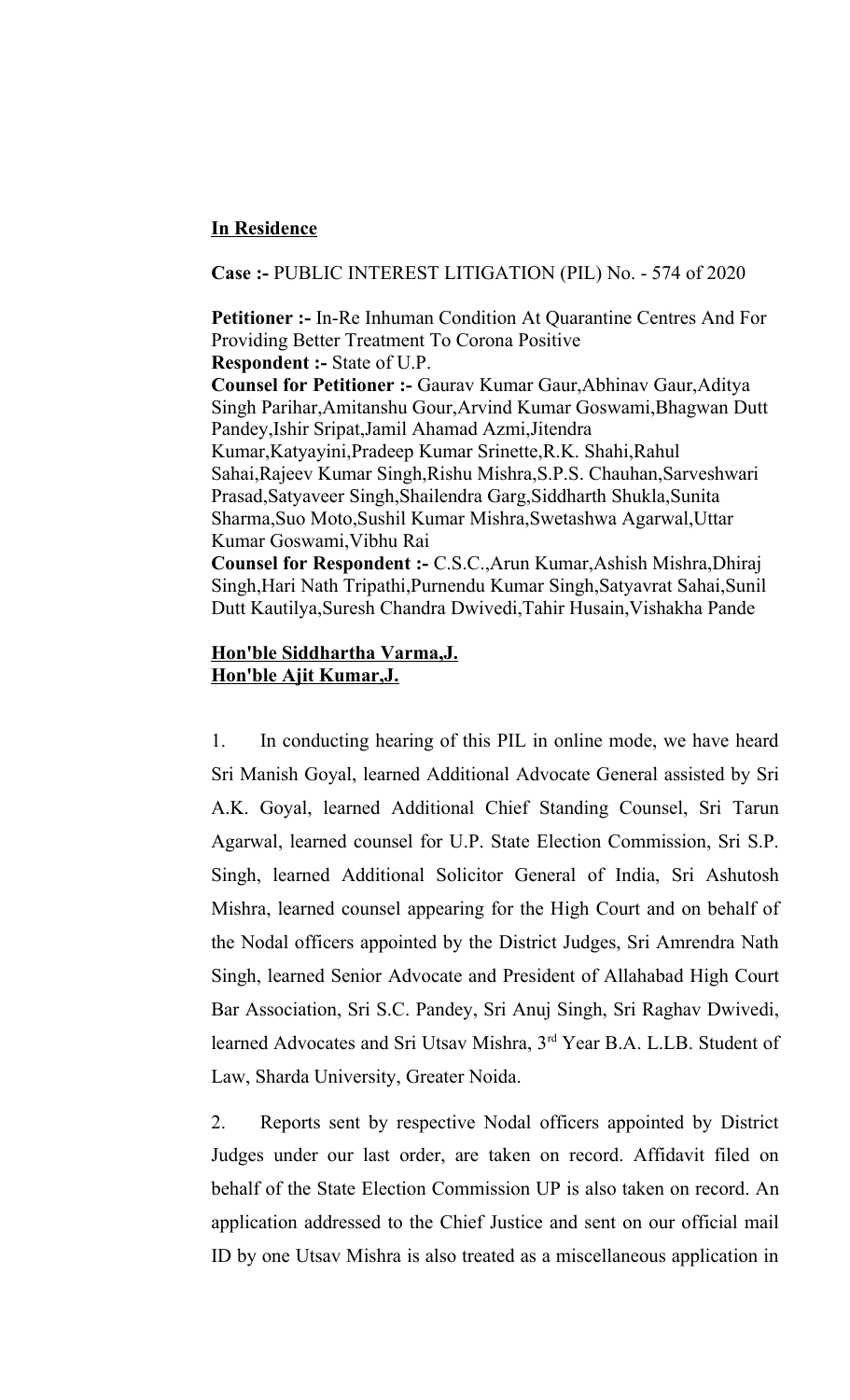**In Residence**

**Case :-** PUBLIC INTEREST LITIGATION (PIL) No. - 574 of 2020

**Petitioner :-** In-Re Inhuman Condition At Quarantine Centres And For Providing Better Treatment To Corona Positive
**Respondent :-** State of U.P.
**Counsel for Petitioner :-** Gaurav Kumar Gaur,Abhinav Gaur,Aditya Singh Parihar,Amitanshu Gour,Arvind Kumar Goswami,Bhagwan Dutt Pandey,Ishir Sripat,Jamil Ahamad Azmi,Jitendra Kumar,Katyayini,Pradeep Kumar Srinette,R.K. Shahi,Rahul Sahai,Rajeev Kumar Singh,Rishu Mishra,S.P.S. Chauhan,Sarveshwari Prasad,Satyaveer Singh,Shailendra Garg,Siddharth Shukla,Sunita Sharma,Suo Moto,Sushil Kumar Mishra,Swetashwa Agarwal,Uttar Kumar Goswami,Vibhu Rai
**Counsel for Respondent :-** C.S.C.,Arun Kumar,Ashish Mishra,Dhiraj Singh,Hari Nath Tripathi,Purnendu Kumar Singh,Satyavrat Sahai,Sunil Dutt Kautilya,Suresh Chandra Dwivedi,Tahir Husain,Vishakha Pande

**Hon'ble Siddhartha Varma,J.**
**Hon'ble Ajit Kumar,J.**

1. In conducting hearing of this PIL in online mode, we have heard Sri Manish Goyal, learned Additional Advocate General assisted by Sri A.K. Goyal, learned Additional Chief Standing Counsel, Sri Tarun Agarwal, learned counsel for U.P. State Election Commission, Sri S.P. Singh, learned Additional Solicitor General of India, Sri Ashutosh Mishra, learned counsel appearing for the High Court and on behalf of the Nodal officers appointed by the District Judges, Sri Amrendra Nath Singh, learned Senior Advocate and President of Allahabad High Court Bar Association, Sri S.C. Pandey, Sri Anuj Singh, Sri Raghav Dwivedi, learned Advocates and Sri Utsav Mishra, 3rd Year B.A. L.LB. Student of Law, Sharda University, Greater Noida.

2. Reports sent by respective Nodal officers appointed by District Judges under our last order, are taken on record. Affidavit filed on behalf of the State Election Commission UP is also taken on record. An application addressed to the Chief Justice and sent on our official mail ID by one Utsav Mishra is also treated as a miscellaneous application in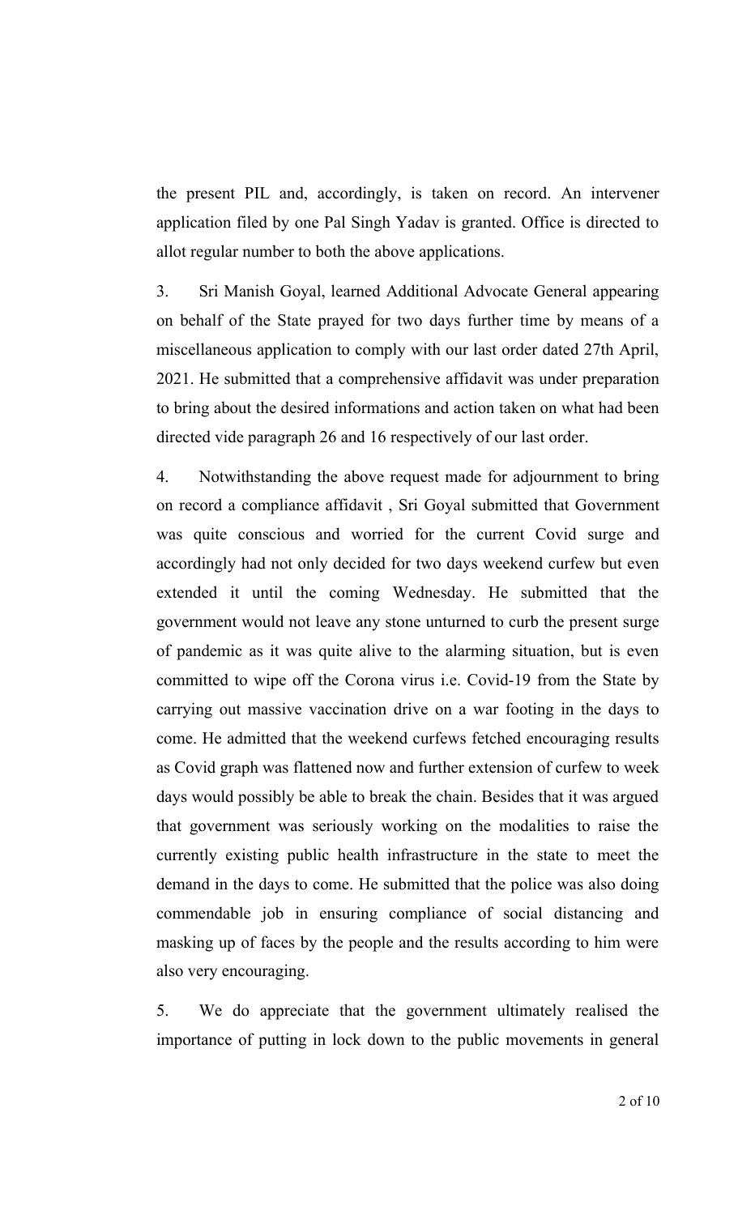the present PIL and, accordingly, is taken on record. An intervener application filed by one Pal Singh Yadav is granted. Office is directed to allot regular number to both the above applications.

3. Sri Manish Goyal, learned Additional Advocate General appearing on behalf of the State prayed for two days further time by means of a miscellaneous application to comply with our last order dated 27th April, 2021. He submitted that a comprehensive affidavit was under preparation to bring about the desired informations and action taken on what had been directed vide paragraph 26 and 16 respectively of our last order.

4. Notwithstanding the above request made for adjournment to bring on record a compliance affidavit , Sri Goyal submitted that Government was quite conscious and worried for the current Covid surge and accordingly had not only decided for two days weekend curfew but even extended it until the coming Wednesday. He submitted that the government would not leave any stone unturned to curb the present surge of pandemic as it was quite alive to the alarming situation, but is even committed to wipe off the Corona virus i.e. Covid-19 from the State by carrying out massive vaccination drive on a war footing in the days to come. He admitted that the weekend curfews fetched encouraging results as Covid graph was flattened now and further extension of curfew to week days would possibly be able to break the chain. Besides that it was argued that government was seriously working on the modalities to raise the currently existing public health infrastructure in the state to meet the demand in the days to come. He submitted that the police was also doing commendable job in ensuring compliance of social distancing and masking up of faces by the people and the results according to him were also very encouraging.

5. We do appreciate that the government ultimately realised the importance of putting in lock down to the public movements in general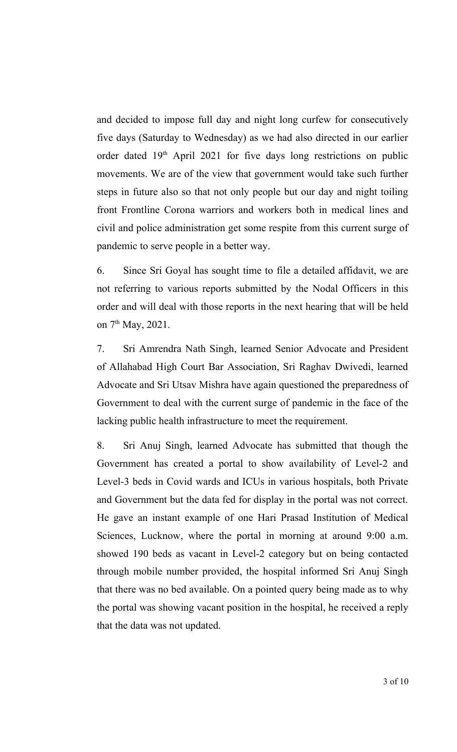and decided to impose full day and night long curfew for consecutively five days (Saturday to Wednesday) as we had also directed in our earlier order dated 19th April 2021 for five days long restrictions on public movements. We are of the view that government would take such further steps in future also so that not only people but our day and night toiling front Frontline Corona warriors and workers both in medical lines and civil and police administration get some respite from this current surge of pandemic to serve people in a better way.

6. Since Sri Goyal has sought time to file a detailed affidavit, we are not referring to various reports submitted by the Nodal Officers in this order and will deal with those reports in the next hearing that will be held on 7th May, 2021.

7. Sri Amrendra Nath Singh, learned Senior Advocate and President of Allahabad High Court Bar Association, Sri Raghav Dwivedi, learned Advocate and Sri Utsav Mishra have again questioned the preparedness of Government to deal with the current surge of pandemic in the face of the lacking public health infrastructure to meet the requirement.

8. Sri Anuj Singh, learned Advocate has submitted that though the Government has created a portal to show availability of Level-2 and Level-3 beds in Covid wards and ICUs in various hospitals, both Private and Government but the data fed for display in the portal was not correct. He gave an instant example of one Hari Prasad Institution of Medical Sciences, Lucknow, where the portal in morning at around 9:00 a.m. showed 190 beds as vacant in Level-2 category but on being contacted through mobile number provided, the hospital informed Sri Anuj Singh that there was no bed available. On a pointed query being made as to why the portal was showing vacant position in the hospital, he received a reply that the data was not updated.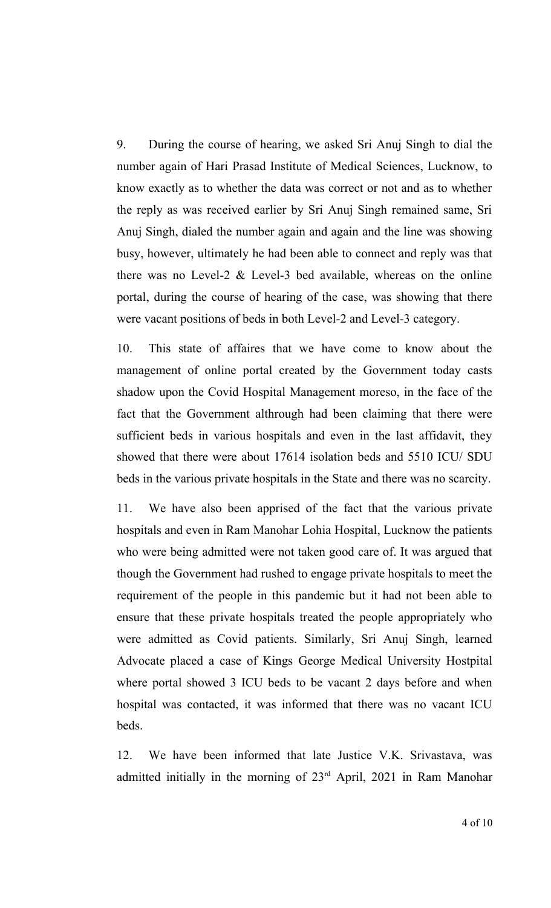9. During the course of hearing, we asked Sri Anuj Singh to dial the number again of Hari Prasad Institute of Medical Sciences, Lucknow, to know exactly as to whether the data was correct or not and as to whether the reply as was received earlier by Sri Anuj Singh remained same, Sri Anuj Singh, dialed the number again and again and the line was showing busy, however, ultimately he had been able to connect and reply was that there was no Level-2 & Level-3 bed available, whereas on the online portal, during the course of hearing of the case, was showing that there were vacant positions of beds in both Level-2 and Level-3 category.

10. This state of affaires that we have come to know about the management of online portal created by the Government today casts shadow upon the Covid Hospital Management moreso, in the face of the fact that the Government althrough had been claiming that there were sufficient beds in various hospitals and even in the last affidavit, they showed that there were about 17614 isolation beds and 5510 ICU/ SDU beds in the various private hospitals in the State and there was no scarcity.

11. We have also been apprised of the fact that the various private hospitals and even in Ram Manohar Lohia Hospital, Lucknow the patients who were being admitted were not taken good care of. It was argued that though the Government had rushed to engage private hospitals to meet the requirement of the people in this pandemic but it had not been able to ensure that these private hospitals treated the people appropriately who were admitted as Covid patients. Similarly, Sri Anuj Singh, learned Advocate placed a case of Kings George Medical University Hostpital where portal showed 3 ICU beds to be vacant 2 days before and when hospital was contacted, it was informed that there was no vacant ICU beds.

12. We have been informed that late Justice V.K. Srivastava, was admitted initially in the morning of 23rd April, 2021 in Ram Manohar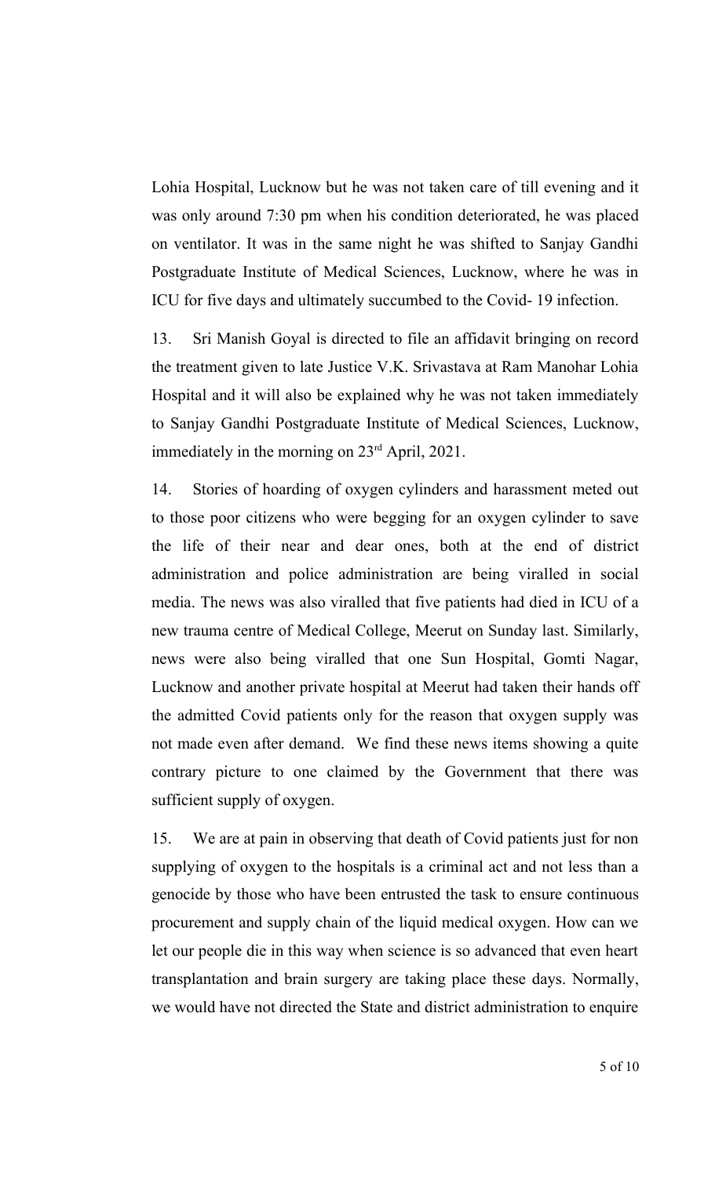Lohia Hospital, Lucknow but he was not taken care of till evening and it was only around 7:30 pm when his condition deteriorated, he was placed on ventilator. It was in the same night he was shifted to Sanjay Gandhi Postgraduate Institute of Medical Sciences, Lucknow, where he was in ICU for five days and ultimately succumbed to the Covid- 19 infection.

13. Sri Manish Goyal is directed to file an affidavit bringing on record the treatment given to late Justice V.K. Srivastava at Ram Manohar Lohia Hospital and it will also be explained why he was not taken immediately to Sanjay Gandhi Postgraduate Institute of Medical Sciences, Lucknow, immediately in the morning on 23rd April, 2021.

14. Stories of hoarding of oxygen cylinders and harassment meted out to those poor citizens who were begging for an oxygen cylinder to save the life of their near and dear ones, both at the end of district administration and police administration are being viralled in social media. The news was also viralled that five patients had died in ICU of a new trauma centre of Medical College, Meerut on Sunday last. Similarly, news were also being viralled that one Sun Hospital, Gomti Nagar, Lucknow and another private hospital at Meerut had taken their hands off the admitted Covid patients only for the reason that oxygen supply was not made even after demand. We find these news items showing a quite contrary picture to one claimed by the Government that there was sufficient supply of oxygen.

15. We are at pain in observing that death of Covid patients just for non supplying of oxygen to the hospitals is a criminal act and not less than a genocide by those who have been entrusted the task to ensure continuous procurement and supply chain of the liquid medical oxygen. How can we let our people die in this way when science is so advanced that even heart transplantation and brain surgery are taking place these days. Normally, we would have not directed the State and district administration to enquire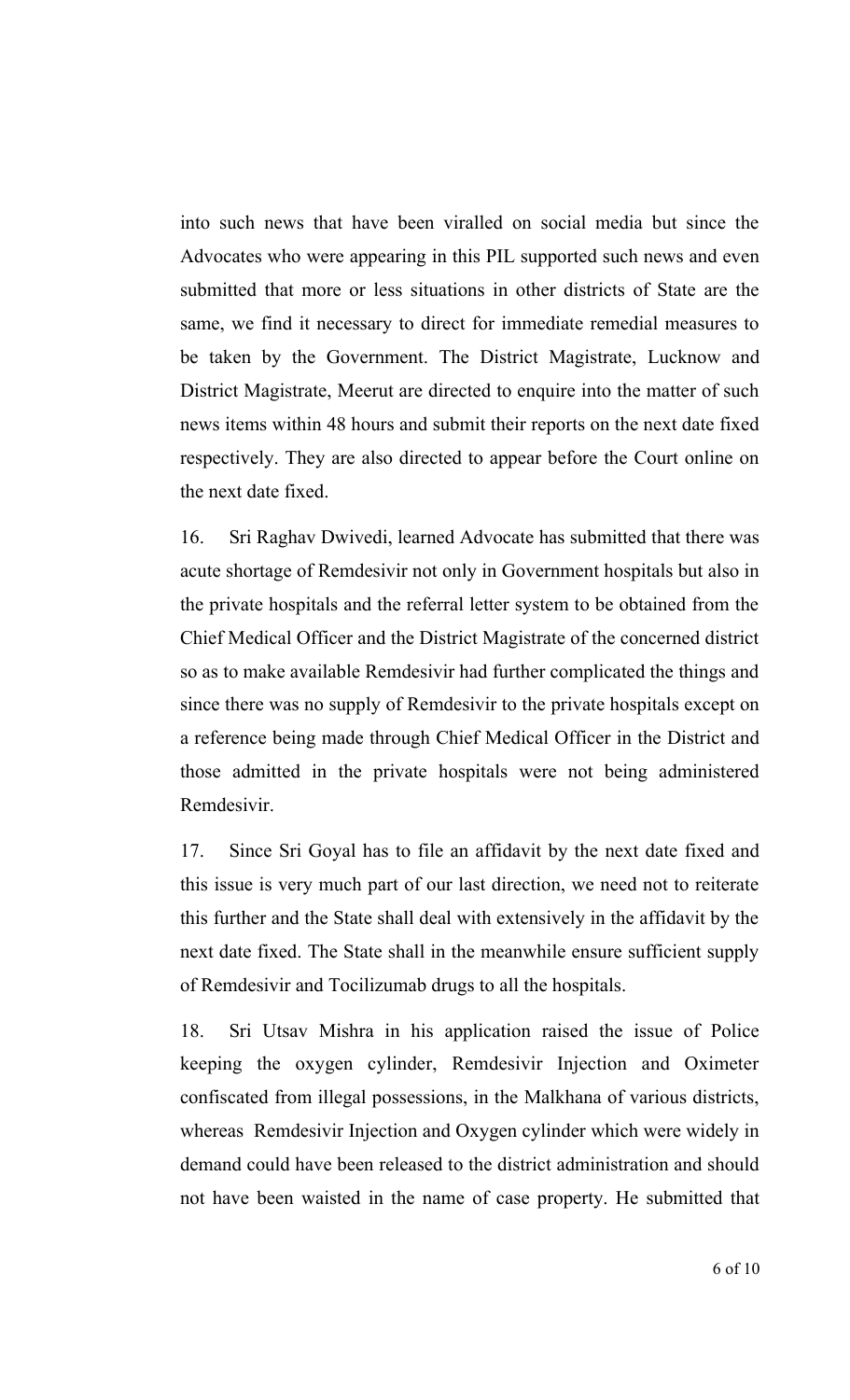into such news that have been viralled on social media but since the Advocates who were appearing in this PIL supported such news and even submitted that more or less situations in other districts of State are the same, we find it necessary to direct for immediate remedial measures to be taken by the Government. The District Magistrate, Lucknow and District Magistrate, Meerut are directed to enquire into the matter of such news items within 48 hours and submit their reports on the next date fixed respectively. They are also directed to appear before the Court online on the next date fixed.

16. Sri Raghav Dwivedi, learned Advocate has submitted that there was acute shortage of Remdesivir not only in Government hospitals but also in the private hospitals and the referral letter system to be obtained from the Chief Medical Officer and the District Magistrate of the concerned district so as to make available Remdesivir had further complicated the things and since there was no supply of Remdesivir to the private hospitals except on a reference being made through Chief Medical Officer in the District and those admitted in the private hospitals were not being administered Remdesivir.

17. Since Sri Goyal has to file an affidavit by the next date fixed and this issue is very much part of our last direction, we need not to reiterate this further and the State shall deal with extensively in the affidavit by the next date fixed. The State shall in the meanwhile ensure sufficient supply of Remdesivir and Tocilizumab drugs to all the hospitals.

18. Sri Utsav Mishra in his application raised the issue of Police keeping the oxygen cylinder, Remdesivir Injection and Oximeter confiscated from illegal possessions, in the Malkhana of various districts, whereas Remdesivir Injection and Oxygen cylinder which were widely in demand could have been released to the district administration and should not have been waisted in the name of case property. He submitted that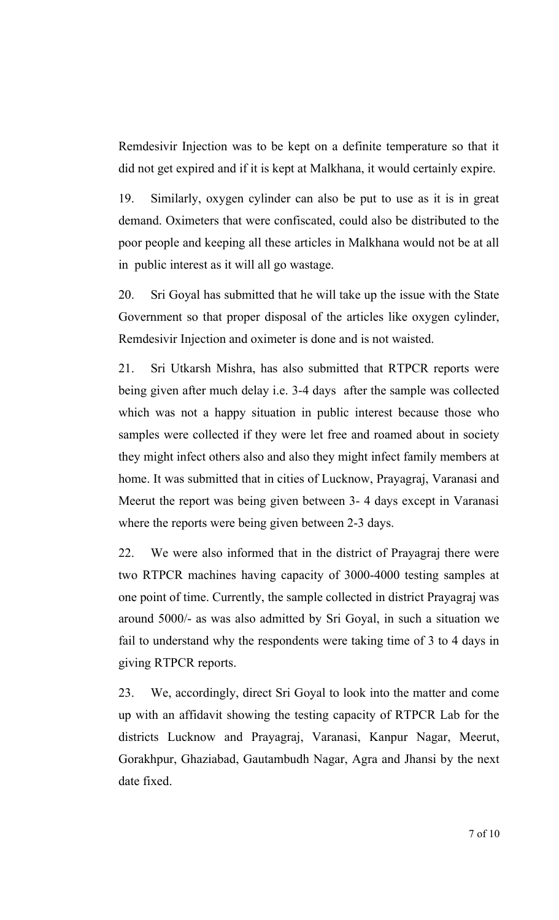Remdesivir Injection was to be kept on a definite temperature so that it did not get expired and if it is kept at Malkhana, it would certainly expire.

19. Similarly, oxygen cylinder can also be put to use as it is in great demand. Oximeters that were confiscated, could also be distributed to the poor people and keeping all these articles in Malkhana would not be at all in public interest as it will all go wastage.

20. Sri Goyal has submitted that he will take up the issue with the State Government so that proper disposal of the articles like oxygen cylinder, Remdesivir Injection and oximeter is done and is not waisted.

21. Sri Utkarsh Mishra, has also submitted that RTPCR reports were being given after much delay i.e. 3-4 days after the sample was collected which was not a happy situation in public interest because those who samples were collected if they were let free and roamed about in society they might infect others also and also they might infect family members at home. It was submitted that in cities of Lucknow, Prayagraj, Varanasi and Meerut the report was being given between 3- 4 days except in Varanasi where the reports were being given between 2-3 days.

22. We were also informed that in the district of Prayagraj there were two RTPCR machines having capacity of 3000-4000 testing samples at one point of time. Currently, the sample collected in district Prayagraj was around 5000/- as was also admitted by Sri Goyal, in such a situation we fail to understand why the respondents were taking time of 3 to 4 days in giving RTPCR reports.

23. We, accordingly, direct Sri Goyal to look into the matter and come up with an affidavit showing the testing capacity of RTPCR Lab for the districts Lucknow and Prayagraj, Varanasi, Kanpur Nagar, Meerut, Gorakhpur, Ghaziabad, Gautambudh Nagar, Agra and Jhansi by the next date fixed.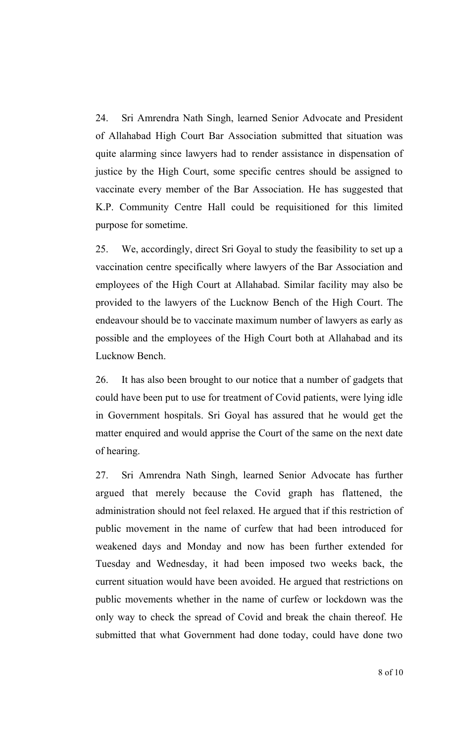24. Sri Amrendra Nath Singh, learned Senior Advocate and President of Allahabad High Court Bar Association submitted that situation was quite alarming since lawyers had to render assistance in dispensation of justice by the High Court, some specific centres should be assigned to vaccinate every member of the Bar Association. He has suggested that K.P. Community Centre Hall could be requisitioned for this limited purpose for sometime.

25. We, accordingly, direct Sri Goyal to study the feasibility to set up a vaccination centre specifically where lawyers of the Bar Association and employees of the High Court at Allahabad. Similar facility may also be provided to the lawyers of the Lucknow Bench of the High Court. The endeavour should be to vaccinate maximum number of lawyers as early as possible and the employees of the High Court both at Allahabad and its Lucknow Bench.

26. It has also been brought to our notice that a number of gadgets that could have been put to use for treatment of Covid patients, were lying idle in Government hospitals. Sri Goyal has assured that he would get the matter enquired and would apprise the Court of the same on the next date of hearing.

27. Sri Amrendra Nath Singh, learned Senior Advocate has further argued that merely because the Covid graph has flattened, the administration should not feel relaxed. He argued that if this restriction of public movement in the name of curfew that had been introduced for weakened days and Monday and now has been further extended for Tuesday and Wednesday, it had been imposed two weeks back, the current situation would have been avoided. He argued that restrictions on public movements whether in the name of curfew or lockdown was the only way to check the spread of Covid and break the chain thereof. He submitted that what Government had done today, could have done two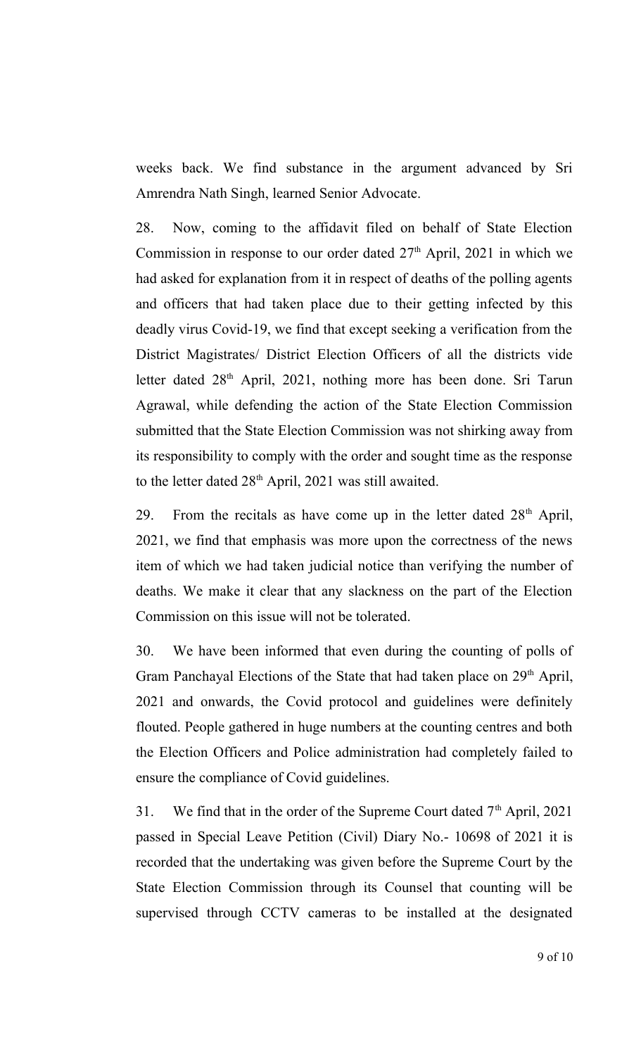weeks back. We find substance in the argument advanced by Sri Amrendra Nath Singh, learned Senior Advocate.

28. Now, coming to the affidavit filed on behalf of State Election Commission in response to our order dated 27th April, 2021 in which we had asked for explanation from it in respect of deaths of the polling agents and officers that had taken place due to their getting infected by this deadly virus Covid-19, we find that except seeking a verification from the District Magistrates/ District Election Officers of all the districts vide letter dated 28th April, 2021, nothing more has been done. Sri Tarun Agrawal, while defending the action of the State Election Commission submitted that the State Election Commission was not shirking away from its responsibility to comply with the order and sought time as the response to the letter dated 28th April, 2021 was still awaited.

29. From the recitals as have come up in the letter dated 28th April, 2021, we find that emphasis was more upon the correctness of the news item of which we had taken judicial notice than verifying the number of deaths. We make it clear that any slackness on the part of the Election Commission on this issue will not be tolerated.

30. We have been informed that even during the counting of polls of Gram Panchayal Elections of the State that had taken place on 29th April, 2021 and onwards, the Covid protocol and guidelines were definitely flouted. People gathered in huge numbers at the counting centres and both the Election Officers and Police administration had completely failed to ensure the compliance of Covid guidelines.

31. We find that in the order of the Supreme Court dated 7th April, 2021 passed in Special Leave Petition (Civil) Diary No.- 10698 of 2021 it is recorded that the undertaking was given before the Supreme Court by the State Election Commission through its Counsel that counting will be supervised through CCTV cameras to be installed at the designated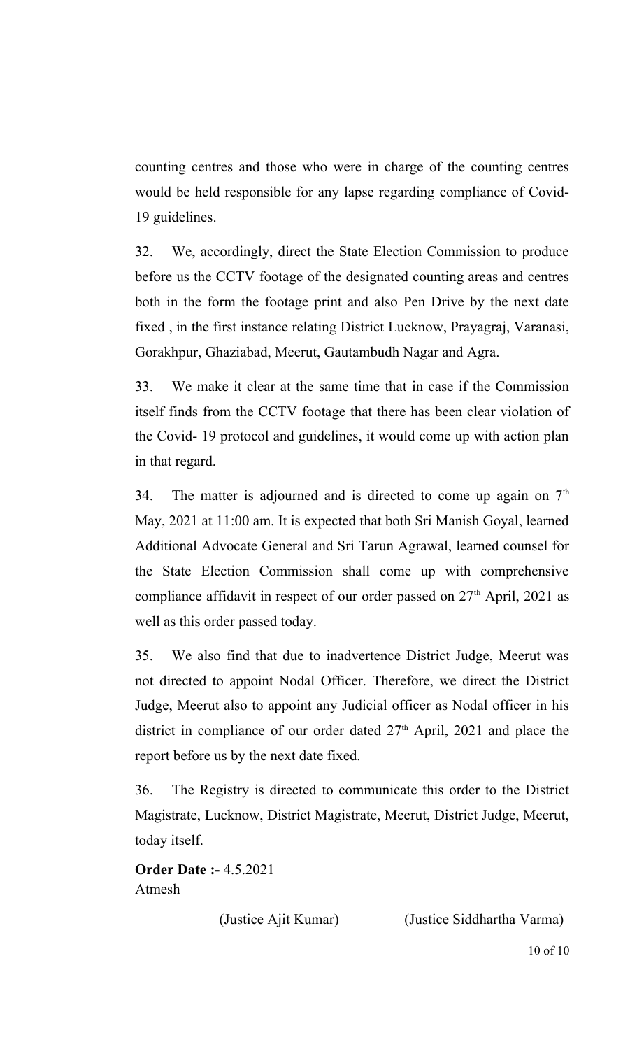counting centres and those who were in charge of the counting centres would be held responsible for any lapse regarding compliance of Covid-19 guidelines.

32. We, accordingly, direct the State Election Commission to produce before us the CCTV footage of the designated counting areas and centres both in the form the footage print and also Pen Drive by the next date fixed , in the first instance relating District Lucknow, Prayagraj, Varanasi, Gorakhpur, Ghaziabad, Meerut, Gautambudh Nagar and Agra.

33. We make it clear at the same time that in case if the Commission itself finds from the CCTV footage that there has been clear violation of the Covid- 19 protocol and guidelines, it would come up with action plan in that regard.

34. The matter is adjourned and is directed to come up again on 7th May, 2021 at 11:00 am. It is expected that both Sri Manish Goyal, learned Additional Advocate General and Sri Tarun Agrawal, learned counsel for the State Election Commission shall come up with comprehensive compliance affidavit in respect of our order passed on 27th April, 2021 as well as this order passed today.

35. We also find that due to inadvertence District Judge, Meerut was not directed to appoint Nodal Officer. Therefore, we direct the District Judge, Meerut also to appoint any Judicial officer as Nodal officer in his district in compliance of our order dated 27th April, 2021 and place the report before us by the next date fixed.

36. The Registry is directed to communicate this order to the District Magistrate, Lucknow, District Magistrate, Meerut, District Judge, Meerut, today itself.

**Order Date :-** 4.5.2021
Atmesh

(Justice Ajit Kumar) (Justice Siddhartha Varma)